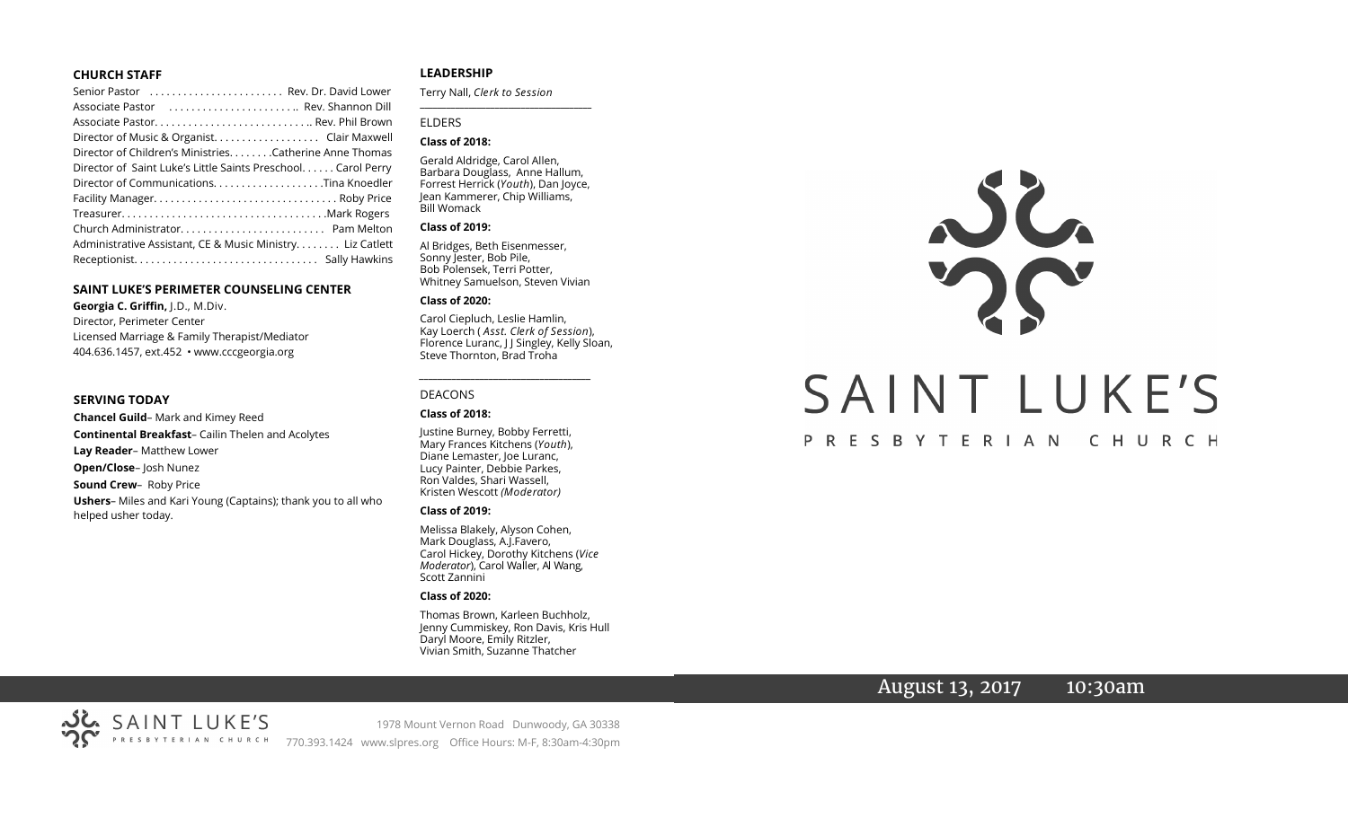### CHURCH STAFF

Senior Pastor . . . . . . . . . . . . . . . . . . . . . . . Rev. Dr. David Lower
Associate Pastor . . . . . . . . . . . . . . . . . . . . . .. Rev. Shannon Dill
Associate Pastor. . . . . . . . . . . . . . . . . . . . . . . . . . .. Rev. Phil Brown
Director of Music & Organist. . . . . . . . . . . . . . . . . . Clair Maxwell
Director of Children's Ministries. . . . . . . .Catherine Anne Thomas
Director of Saint Luke's Little Saints Preschool. . . . . . Carol Perry
Director of Communications. . . . . . . . . . . . . . . . . . .Tina Knoedler
Facility Manager. . . . . . . . . . . . . . . . . . . . . . . . . . . . . . . . Roby Price
Treasurer. . . . . . . . . . . . . . . . . . . . . . . . . . . . . . . . . . . .Mark Rogers
Church Administrator. . . . . . . . . . . . . . . . . . . . . . . . . Pam Melton
Administrative Assistant, CE & Music Ministry. . . . . . . . Liz Catlett
Receptionist. . . . . . . . . . . . . . . . . . . . . . . . . . . . . . . . Sally Hawkins

### SAINT LUKE'S PERIMETER COUNSELING CENTER

**Georgia C. Griffin,** J.D., M.Div.
Director, Perimeter Center
Licensed Marriage & Family Therapist/Mediator
404.636.1457, ext.452 • www.cccgeorgia.org

### SERVING TODAY

**Chancel Guild**– Mark and Kimey Reed
**Continental Breakfast**– Cailin Thelen and Acolytes
**Lay Reader**– Matthew Lower
**Open/Close**– Josh Nunez
**Sound Crew**– Roby Price
**Ushers**– Miles and Kari Young (Captains); thank you to all who helped usher today.

### LEADERSHIP

Terry Nall, *Clerk to Session*

ELDERS

**Class of 2018:**

Gerald Aldridge, Carol Allen, Barbara Douglass, Anne Hallum, Forrest Herrick (*Youth*), Dan Joyce, Jean Kammerer, Chip Williams, Bill Womack

**Class of 2019:**

Al Bridges, Beth Eisenmesser, Sonny Jester, Bob Pile, Bob Polensek, Terri Potter, Whitney Samuelson, Steven Vivian

**Class of 2020:**

Carol Ciepluch, Leslie Hamlin, Kay Loerch ( *Asst. Clerk of Session*), Florence Luranc, J J Singley, Kelly Sloan, Steve Thornton, Brad Troha

DEACONS

**Class of 2018:**

Justine Burney, Bobby Ferretti, Mary Frances Kitchens (*Youth*), Diane Lemaster, Joe Luranc, Lucy Painter, Debbie Parkes, Ron Valdes, Shari Wassell, Kristen Wescott *(Moderator)*

**Class of 2019:**

Melissa Blakely, Alyson Cohen, Mark Douglass, A.J.Favero, Carol Hickey, Dorothy Kitchens (*Vice Moderator*), Carol Waller, Al Wang, Scott Zannini

**Class of 2020:**

Thomas Brown, Karleen Buchholz, Jenny Cummiskey, Ron Davis, Kris Hull Daryl Moore, Emily Ritzler, Vivian Smith, Suzanne Thatcher

# SAINT LUKE'S

PRESBYTERIAN CHURCH

August 13, 2017 10:30am

SAINT LUKE'S PRESBYTERIAN CHURCH

1978 Mount Vernon Road Dunwoody, GA 30338
770.393.1424 www.slpres.org Office Hours: M-F, 8:30am-4:30pm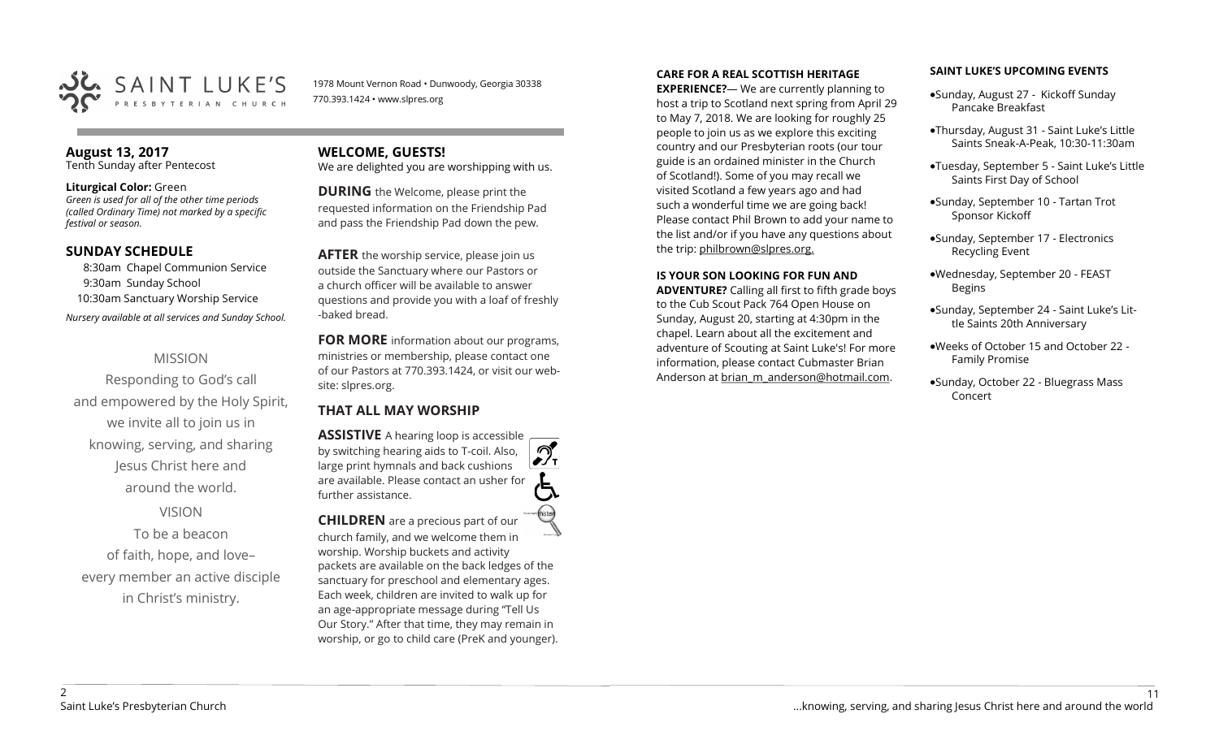SAINT LUKE'S PRESBYTERIAN CHURCH

1978 Mount Vernon Road • Dunwoody, Georgia 30338
770.393.1424 • www.slpres.org

## August 13, 2017

Tenth Sunday after Pentecost

**Liturgical Color:** Green
*Green is used for all of the other time periods (called Ordinary Time) not marked by a specific festival or season.*

## SUNDAY SCHEDULE

8:30am Chapel Communion Service
9:30am Sunday School
10:30am Sanctuary Worship Service

*Nursery available at all services and Sunday School.*

MISSION

Responding to God's call and empowered by the Holy Spirit, we invite all to join us in knowing, serving, and sharing Jesus Christ here and around the world.

VISION

To be a beacon of faith, hope, and love– every member an active disciple in Christ's ministry.

## WELCOME, GUESTS!

We are delighted you are worshipping with us.

**DURING** the Welcome, please print the requested information on the Friendship Pad and pass the Friendship Pad down the pew.

**AFTER** the worship service, please join us outside the Sanctuary where our Pastors or a church officer will be available to answer questions and provide you with a loaf of freshly -baked bread.

**FOR MORE** information about our programs, ministries or membership, please contact one of our Pastors at 770.393.1424, or visit our website: slpres.org.

## THAT ALL MAY WORSHIP

**ASSISTIVE** A hearing loop is accessible by switching hearing aids to T-coil. Also, large print hymnals and back cushions are available. Please contact an usher for further assistance.

**CHILDREN** are a precious part of our church family, and we welcome them in worship. Worship buckets and activity packets are available on the back ledges of the sanctuary for preschool and elementary ages. Each week, children are invited to walk up for an age-appropriate message during "Tell Us Our Story." After that time, they may remain in worship, or go to child care (PreK and younger).

**CARE FOR A REAL SCOTTISH HERITAGE EXPERIENCE?**— We are currently planning to host a trip to Scotland next spring from April 29 to May 7, 2018. We are looking for roughly 25 people to join us as we explore this exciting country and our Presbyterian roots (our tour guide is an ordained minister in the Church of Scotland!). Some of you may recall we visited Scotland a few years ago and had such a wonderful time we are going back! Please contact Phil Brown to add your name to the list and/or if you have any questions about the trip: philbrown@slpres.org.

**IS YOUR SON LOOKING FOR FUN AND ADVENTURE?** Calling all first to fifth grade boys to the Cub Scout Pack 764 Open House on Sunday, August 20, starting at 4:30pm in the chapel. Learn about all the excitement and adventure of Scouting at Saint Luke's! For more information, please contact Cubmaster Brian Anderson at brian_m_anderson@hotmail.com.

**SAINT LUKE'S UPCOMING EVENTS**

- Sunday, August 27 - Kickoff Sunday Pancake Breakfast
- Thursday, August 31 - Saint Luke's Little Saints Sneak-A-Peak, 10:30-11:30am
- Tuesday, September 5 - Saint Luke's Little Saints First Day of School
- Sunday, September 10 - Tartan Trot Sponsor Kickoff
- Sunday, September 17 - Electronics Recycling Event
- Wednesday, September 20 - FEAST Begins
- Sunday, September 24 - Saint Luke's Little Saints 20th Anniversary
- Weeks of October 15 and October 22 - Family Promise
- Sunday, October 22 - Bluegrass Mass Concert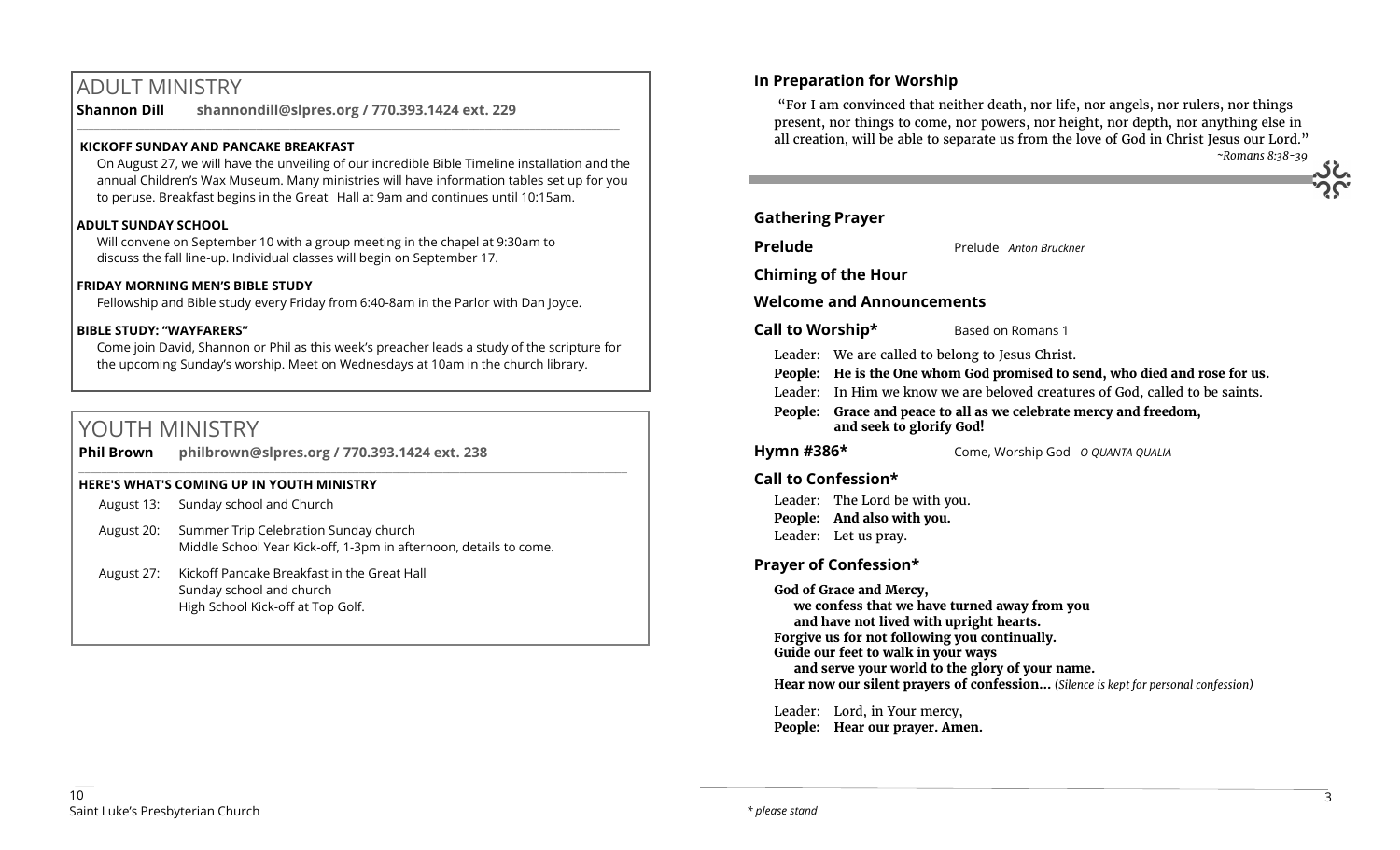# ADULT MINISTRY

**Shannon Dill  shannondill@slpres.org / 770.393.1424 ext. 229**

**KICKOFF SUNDAY AND PANCAKE BREAKFAST**

On August 27, we will have the unveiling of our incredible Bible Timeline installation and the annual Children's Wax Museum. Many ministries will have information tables set up for you to peruse. Breakfast begins in the Great Hall at 9am and continues until 10:15am.

**ADULT SUNDAY SCHOOL**

Will convene on September 10 with a group meeting in the chapel at 9:30am to discuss the fall line-up. Individual classes will begin on September 17.

**FRIDAY MORNING MEN'S BIBLE STUDY**

Fellowship and Bible study every Friday from 6:40-8am in the Parlor with Dan Joyce.

**BIBLE STUDY: "WAYFARERS"**

Come join David, Shannon or Phil as this week's preacher leads a study of the scripture for the upcoming Sunday's worship. Meet on Wednesdays at 10am in the church library.

# YOUTH MINISTRY

**Phil Brown  philbrown@slpres.org / 770.393.1424 ext. 238**

**HERE'S WHAT'S COMING UP IN YOUTH MINISTRY**

- August 13: Sunday school and Church
- August 20: Summer Trip Celebration Sunday church
  Middle School Year Kick-off, 1-3pm in afternoon, details to come.
- August 27: Kickoff Pancake Breakfast in the Great Hall
  Sunday school and church
  High School Kick-off at Top Golf.

## In Preparation for Worship

"For I am convinced that neither death, nor life, nor angels, nor rulers, nor things present, nor things to come, nor powers, nor height, nor depth, nor anything else in all creation, will be able to separate us from the love of God in Christ Jesus our Lord."

*~Romans 8:38-39*

## Gathering Prayer

**Prelude**  Prelude *Anton Bruckner*

**Chiming of the Hour**

**Welcome and Announcements**

**Call to Worship***  Based on Romans 1

Leader: We are called to belong to Jesus Christ.
**People: He is the One whom God promised to send, who died and rose for us.**
Leader: In Him we know we are beloved creatures of God, called to be saints.
**People: Grace and peace to all as we celebrate mercy and freedom, and seek to glorify God!**

**Hymn #386***  Come, Worship God *O QUANTA QUALIA*

**Call to Confession***

Leader: The Lord be with you.
**People: And also with you.**
Leader: Let us pray.

**Prayer of Confession***

**God of Grace and Mercy,**
**we confess that we have turned away from you**
**and have not lived with upright hearts.**
**Forgive us for not following you continually.**
**Guide our feet to walk in your ways**
**and serve your world to the glory of your name.**
**Hear now our silent prayers of confession...** (*Silence is kept for personal confession)*

Leader: Lord, in Your mercy,
**People: Hear our prayer. Amen.**

*\* please stand*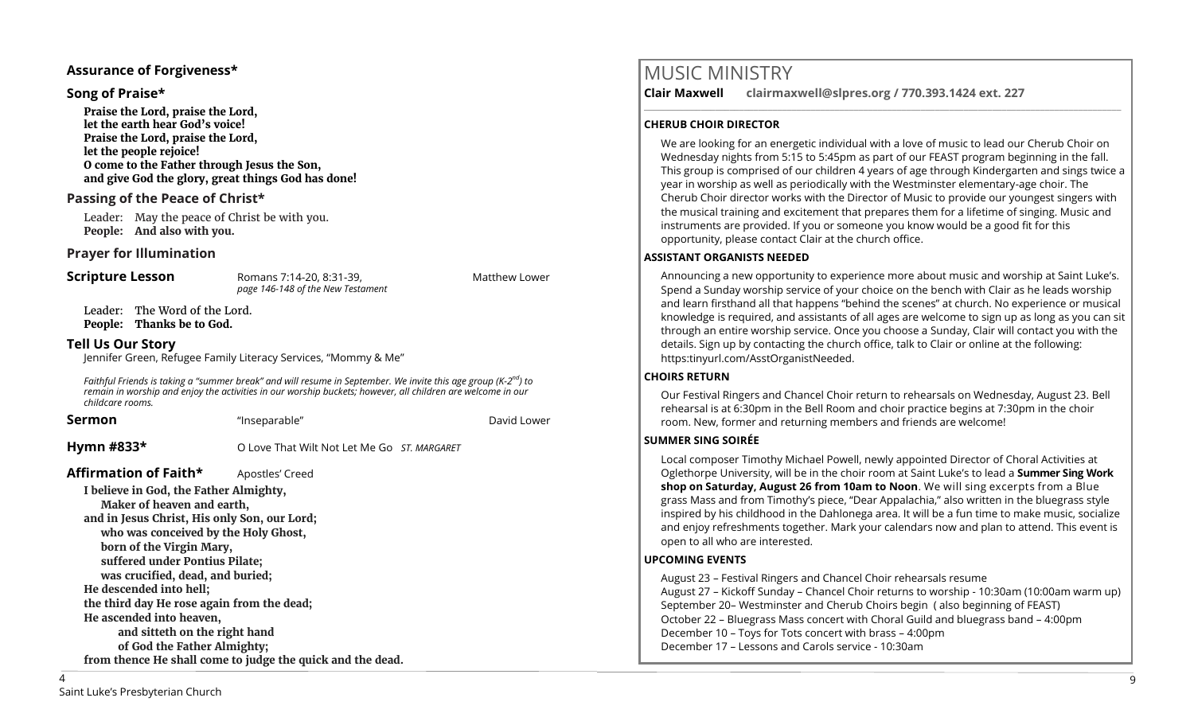## Assurance of Forgiveness*

## Song of Praise*

**Praise the Lord, praise the Lord,**
**let the earth hear God's voice!**
**Praise the Lord, praise the Lord,**
**let the people rejoice!**
**O come to the Father through Jesus the Son,**
**and give God the glory, great things God has done!**

## Passing of the Peace of Christ*

Leader: May the peace of Christ be with you.
**People: And also with you.**

## Prayer for Illumination

**Scripture Lesson** — Romans 7:14-20, 8:31-39, *page 146-148 of the New Testament* — Matthew Lower

Leader: The Word of the Lord.
**People: Thanks be to God.**

## Tell Us Our Story

Jennifer Green, Refugee Family Literacy Services, "Mommy & Me"

*Faithful Friends is taking a "summer break" and will resume in September. We invite this age group (K-2nd) to remain in worship and enjoy the activities in our worship buckets; however, all children are welcome in our childcare rooms.*

**Sermon** — "Inseparable" — David Lower

**Hymn #833*** — O Love That Wilt Not Let Me Go *ST. MARGARET*

**Affirmation of Faith*** — Apostles' Creed

**I believe in God, the Father Almighty,**
**Maker of heaven and earth,**
**and in Jesus Christ, His only Son, our Lord;**
**who was conceived by the Holy Ghost,**
**born of the Virgin Mary,**
**suffered under Pontius Pilate;**
**was crucified, dead, and buried;**
**He descended into hell;**
**the third day He rose again from the dead;**
**He ascended into heaven,**
**and sitteth on the right hand**
**of God the Father Almighty;**
**from thence He shall come to judge the quick and the dead.**

# MUSIC MINISTRY

**Clair Maxwell clairmaxwell@slpres.org / 770.393.1424 ext. 227**

### CHERUB CHOIR DIRECTOR

We are looking for an energetic individual with a love of music to lead our Cherub Choir on Wednesday nights from 5:15 to 5:45pm as part of our FEAST program beginning in the fall. This group is comprised of our children 4 years of age through Kindergarten and sings twice a year in worship as well as periodically with the Westminster elementary-age choir. The Cherub Choir director works with the Director of Music to provide our youngest singers with the musical training and excitement that prepares them for a lifetime of singing. Music and instruments are provided. If you or someone you know would be a good fit for this opportunity, please contact Clair at the church office.

### ASSISTANT ORGANISTS NEEDED

Announcing a new opportunity to experience more about music and worship at Saint Luke's. Spend a Sunday worship service of your choice on the bench with Clair as he leads worship and learn firsthand all that happens "behind the scenes" at church. No experience or musical knowledge is required, and assistants of all ages are welcome to sign up as long as you can sit through an entire worship service. Once you choose a Sunday, Clair will contact you with the details. Sign up by contacting the church office, talk to Clair or online at the following: https:tinyurl.com/AsstOrganistNeeded.

### CHOIRS RETURN

Our Festival Ringers and Chancel Choir return to rehearsals on Wednesday, August 23. Bell rehearsal is at 6:30pm in the Bell Room and choir practice begins at 7:30pm in the choir room. New, former and returning members and friends are welcome!

### SUMMER SING SOIRÉE

Local composer Timothy Michael Powell, newly appointed Director of Choral Activities at Oglethorpe University, will be in the choir room at Saint Luke's to lead a **Summer Sing Work shop on Saturday, August 26 from 10am to Noon**. We will sing excerpts from a Blue grass Mass and from Timothy's piece, "Dear Appalachia," also written in the bluegrass style inspired by his childhood in the Dahlonega area. It will be a fun time to make music, socialize and enjoy refreshments together. Mark your calendars now and plan to attend. This event is open to all who are interested.

### UPCOMING EVENTS

August 23 – Festival Ringers and Chancel Choir rehearsals resume
August 27 – Kickoff Sunday – Chancel Choir returns to worship - 10:30am (10:00am warm up)
September 20– Westminster and Cherub Choirs begin ( also beginning of FEAST)
October 22 – Bluegrass Mass concert with Choral Guild and bluegrass band – 4:00pm
December 10 – Toys for Tots concert with brass – 4:00pm
December 17 – Lessons and Carols service - 10:30am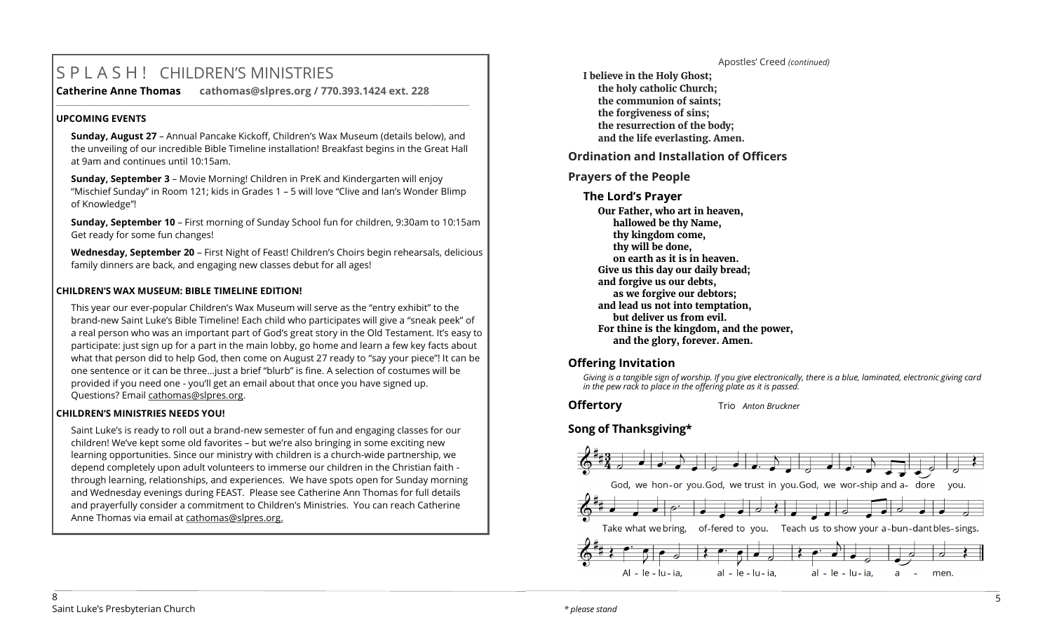# S P L A S H ! CHILDREN'S MINISTRIES

**Catherine Anne Thomas** **cathomas@slpres.org / 770.393.1424 ext. 228**

**UPCOMING EVENTS**

**Sunday, August 27** – Annual Pancake Kickoff, Children's Wax Museum (details below), and the unveiling of our incredible Bible Timeline installation! Breakfast begins in the Great Hall at 9am and continues until 10:15am.

**Sunday, September 3** – Movie Morning! Children in PreK and Kindergarten will enjoy "Mischief Sunday" in Room 121; kids in Grades 1 – 5 will love "Clive and Ian's Wonder Blimp of Knowledge"!

**Sunday, September 10** – First morning of Sunday School fun for children, 9:30am to 10:15am Get ready for some fun changes!

**Wednesday, September 20** – First Night of Feast! Children's Choirs begin rehearsals, delicious family dinners are back, and engaging new classes debut for all ages!

**CHILDREN'S WAX MUSEUM: BIBLE TIMELINE EDITION!**

This year our ever-popular Children's Wax Museum will serve as the "entry exhibit" to the brand-new Saint Luke's Bible Timeline! Each child who participates will give a "sneak peek" of a real person who was an important part of God's great story in the Old Testament. It's easy to participate: just sign up for a part in the main lobby, go home and learn a few key facts about what that person did to help God, then come on August 27 ready to "say your piece"! It can be one sentence or it can be three…just a brief "blurb" is fine. A selection of costumes will be provided if you need one - you'll get an email about that once you have signed up. Questions? Email cathomas@slpres.org.

**CHILDREN'S MINISTRIES NEEDS YOU!**

Saint Luke's is ready to roll out a brand-new semester of fun and engaging classes for our children! We've kept some old favorites – but we're also bringing in some exciting new learning opportunities. Since our ministry with children is a church-wide partnership, we depend completely upon adult volunteers to immerse our children in the Christian faith - through learning, relationships, and experiences. We have spots open for Sunday morning and Wednesday evenings during FEAST. Please see Catherine Ann Thomas for full details and prayerfully consider a commitment to Children's Ministries. You can reach Catherine Anne Thomas via email at cathomas@slpres.org.

Apostles' Creed *(continued)*

**I believe in the Holy Ghost;**
**the holy catholic Church;**
**the communion of saints;**
**the forgiveness of sins;**
**the resurrection of the body;**
**and the life everlasting. Amen.**

## Ordination and Installation of Officers

## Prayers of the People

### The Lord's Prayer

**Our Father, who art in heaven,**
**hallowed be thy Name,**
**thy kingdom come,**
**thy will be done,**
**on earth as it is in heaven.**
**Give us this day our daily bread;**
**and forgive us our debts,**
**as we forgive our debtors;**
**and lead us not into temptation,**
**but deliver us from evil.**
**For thine is the kingdom, and the power,**
**and the glory, forever. Amen.**

## Offering Invitation

*Giving is a tangible sign of worship. If you give electronically, there is a blue, laminated, electronic giving card in the pew rack to place in the offering plate as it is passed.*

## Offertory

Trio *Anton Bruckner*

## Song of Thanksgiving*

God, we hon-or you. God, we trust in you. God, we wor-ship and a- dore you.
Take what we bring, of-fered to you. Teach us to show your a-bun-dant bles-sings.
Al - le - lu - ia, al - le - lu - ia, al - le - lu - ia, a - men.

*\* please stand*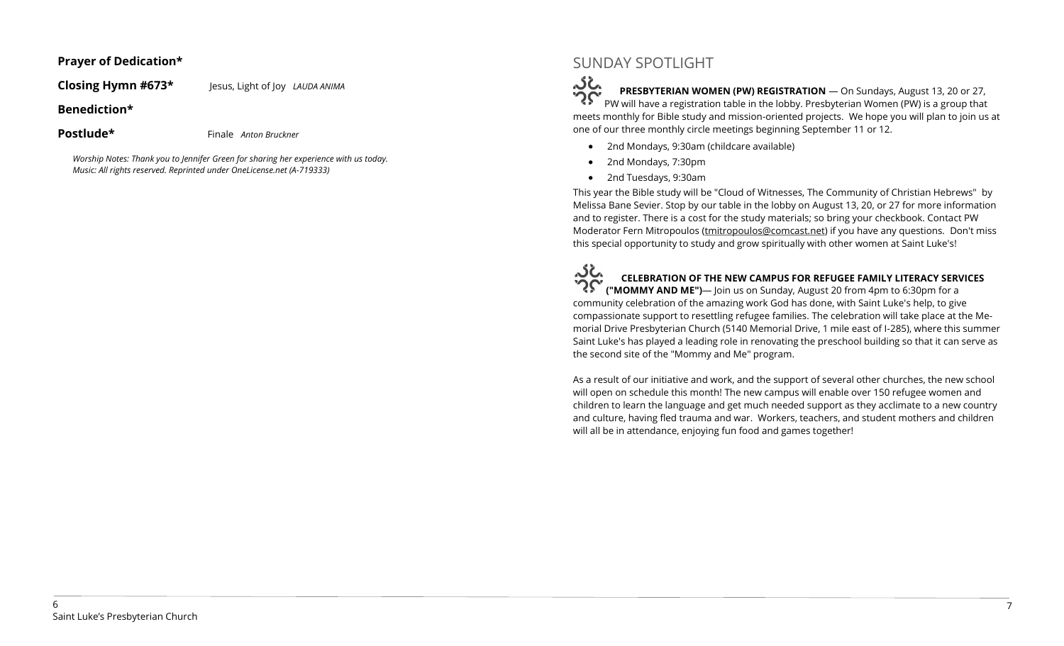**Prayer of Dedication***

**Closing Hymn #673*** Jesus, Light of Joy *LAUDA ANIMA*

**Benediction***

**Postlude*** Finale *Anton Bruckner*

*Worship Notes: Thank you to Jennifer Green for sharing her experience with us today.*
*Music: All rights reserved. Reprinted under OneLicense.net (A-719333)*

## SUNDAY SPOTLIGHT

**PRESBYTERIAN WOMEN (PW) REGISTRATION** — On Sundays, August 13, 20 or 27, PW will have a registration table in the lobby. Presbyterian Women (PW) is a group that meets monthly for Bible study and mission-oriented projects. We hope you will plan to join us at one of our three monthly circle meetings beginning September 11 or 12.

- 2nd Mondays, 9:30am (childcare available)
- 2nd Mondays, 7:30pm
- 2nd Tuesdays, 9:30am

This year the Bible study will be "Cloud of Witnesses, The Community of Christian Hebrews" by Melissa Bane Sevier. Stop by our table in the lobby on August 13, 20, or 27 for more information and to register. There is a cost for the study materials; so bring your checkbook. Contact PW Moderator Fern Mitropoulos (tmitropoulos@comcast.net) if you have any questions. Don't miss this special opportunity to study and grow spiritually with other women at Saint Luke's!

**CELEBRATION OF THE NEW CAMPUS FOR REFUGEE FAMILY LITERACY SERVICES ("MOMMY AND ME")**— Join us on Sunday, August 20 from 4pm to 6:30pm for a community celebration of the amazing work God has done, with Saint Luke's help, to give compassionate support to resettling refugee families. The celebration will take place at the Memorial Drive Presbyterian Church (5140 Memorial Drive, 1 mile east of I-285), where this summer Saint Luke's has played a leading role in renovating the preschool building so that it can serve as the second site of the "Mommy and Me" program.

As a result of our initiative and work, and the support of several other churches, the new school will open on schedule this month! The new campus will enable over 150 refugee women and children to learn the language and get much needed support as they acclimate to a new country and culture, having fled trauma and war. Workers, teachers, and student mothers and children will all be in attendance, enjoying fun food and games together!